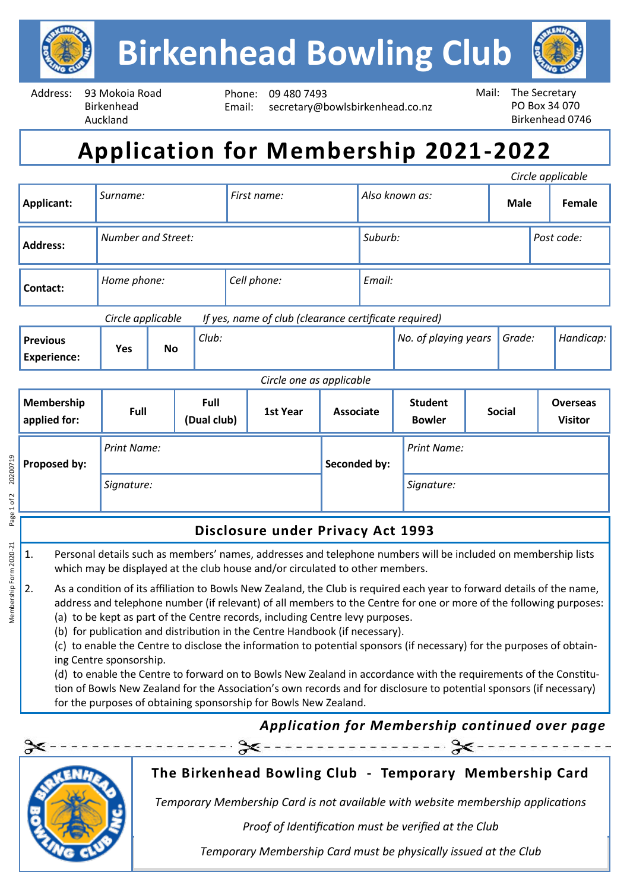# Birkenhead Bowling Club

Address: 93 Mokoia Road, Birkenhead, Auckland

Phone: 09 480 7493
Email: secretary@bowlsbirkenhead.co.nz

Mail: The Secretary, PO Box 34 070, Birkenhead 0746

## Application for Membership 2021-2022

*Circle applicable*

| **Applicant:** | *Surname:* | *First name:* | *Also known as:* | **Male** | **Female** |
|---|---|---|---|---|---|

| **Address:** | *Number and Street:* | *Suburb:* | *Post code:* |
|---|---|---|---|

| **Contact:** | *Home phone:* | *Cell phone:* | *Email:* |
|---|---|---|---|

*Circle applicable* *If yes, name of club (clearance certificate required)*

| **Previous Experience:** | **Yes** | **No** | *Club:* | *No. of playing years* | *Grade:* | *Handicap:* |
|---|---|---|---|---|---|---|

*Circle one as applicable*

| **Membership applied for:** | **Full** | **Full (Dual club)** | **1st Year** | **Associate** | **Student Bowler** | **Social** | **Overseas Visitor** |
|---|---|---|---|---|---|---|---|

| **Proposed by:** | *Print Name:* | **Seconded by:** | *Print Name:* |
|---|---|---|---|
| | *Signature:* | | *Signature:* |

### Disclosure under Privacy Act 1993

1. Personal details such as members' names, addresses and telephone numbers will be included on membership lists which may be displayed at the club house and/or circulated to other members.
2. As a condition of its affiliation to Bowls New Zealand, the Club is required each year to forward details of the name, address and telephone number (if relevant) of all members to the Centre for one or more of the following purposes:
   (a) to be kept as part of the Centre records, including Centre levy purposes.
   (b) for publication and distribution in the Centre Handbook (if necessary).
   (c) to enable the Centre to disclose the information to potential sponsors (if necessary) for the purposes of obtaining Centre sponsorship.
   (d) to enable the Centre to forward on to Bowls New Zealand in accordance with the requirements of the Constitution of Bowls New Zealand for the Association's own records and for disclosure to potential sponsors (if necessary) for the purposes of obtaining sponsorship for Bowls New Zealand.

***Application for Membership continued over page***

---

### The Birkenhead Bowling Club - Temporary Membership Card

*Temporary Membership Card is not available with website membership applications*

*Proof of Identification must be verified at the Club*

*Temporary Membership Card must be physically issued at the Club*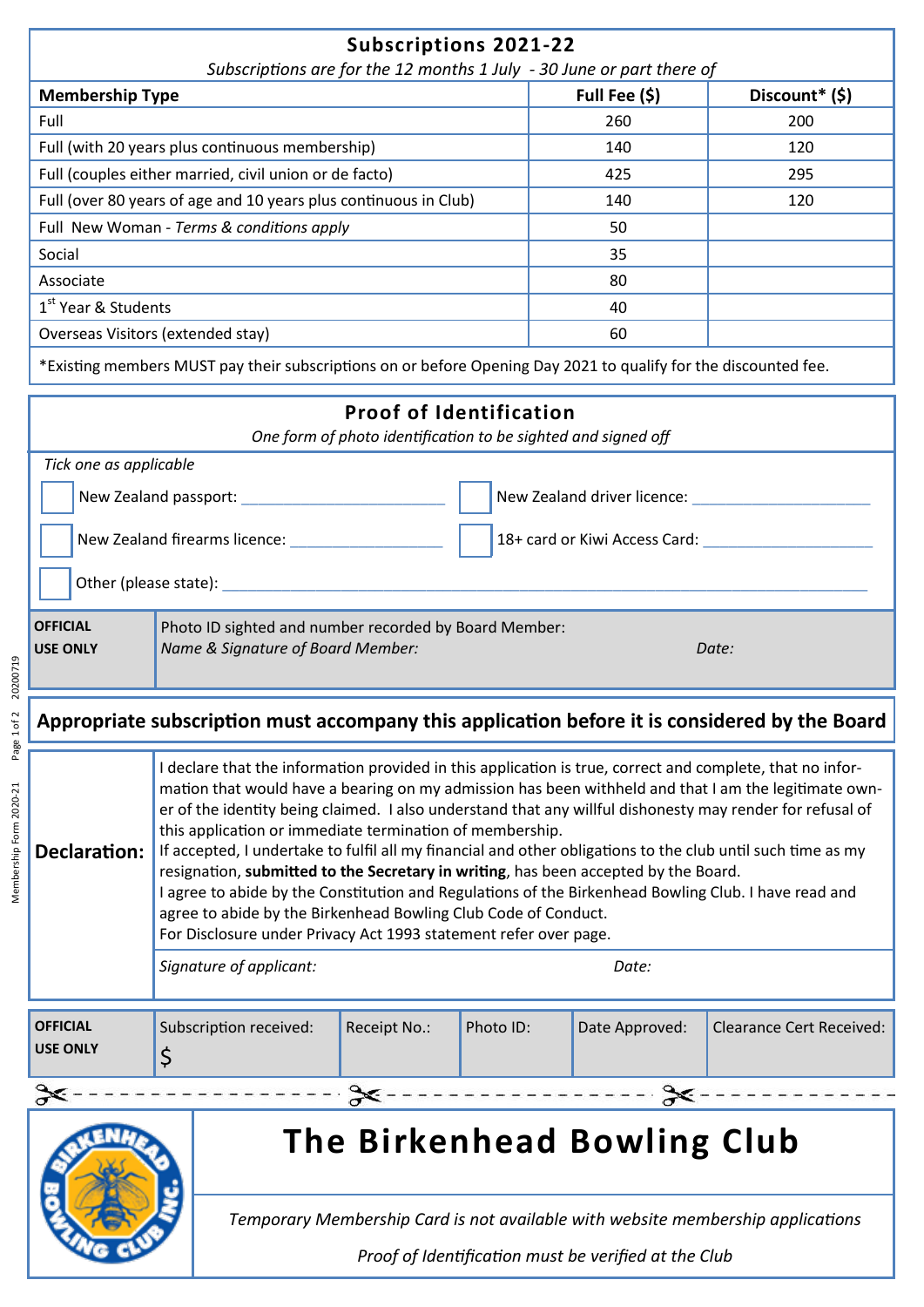## Subscriptions 2021-22

*Subscriptions are for the 12 months 1 July - 30 June or part there of*

| Membership Type | Full Fee ($) | Discount* ($) |
|---|---|---|
| Full | 260 | 200 |
| Full (with 20 years plus continuous membership) | 140 | 120 |
| Full (couples either married, civil union or de facto) | 425 | 295 |
| Full (over 80 years of age and 10 years plus continuous in Club) | 140 | 120 |
| Full New Woman - *Terms & conditions apply* | 50 | |
| Social | 35 | |
| Associate | 80 | |
| 1st Year & Students | 40 | |
| Overseas Visitors (extended stay) | 60 | |

*Existing members MUST pay their subscriptions on or before Opening Day 2021 to qualify for the discounted fee.

## Proof of Identification

*One form of photo identification to be sighted and signed off*

*Tick one as applicable*

- ☐ New Zealand passport: ______________________
- ☐ New Zealand driver licence: ____________________
- ☐ New Zealand firearms licence: ________________
- ☐ 18+ card or Kiwi Access Card: ___________________
- ☐ Other (please state): ______________________________________________

| | |
|---|---|
| **OFFICIAL USE ONLY** | Photo ID sighted and number recorded by Board Member:<br>*Name & Signature of Board Member:* *Date:* |

**Appropriate subscription must accompany this application before it is considered by the Board**

**Declaration:**

I declare that the information provided in this application is true, correct and complete, that no information that would have a bearing on my admission has been withheld and that I am the legitimate owner of the identity being claimed. I also understand that any willful dishonesty may render for refusal of this application or immediate termination of membership.

If accepted, I undertake to fulfil all my financial and other obligations to the club until such time as my resignation, **submitted to the Secretary in writing**, has been accepted by the Board.

I agree to abide by the Constitution and Regulations of the Birkenhead Bowling Club. I have read and agree to abide by the Birkenhead Bowling Club Code of Conduct.

For Disclosure under Privacy Act 1993 statement refer over page.

*Signature of applicant:* *Date:*

| **OFFICIAL USE ONLY** | Subscription received: | Receipt No.: | Photo ID: | Date Approved: | Clearance Cert Received: |
|---|---|---|---|---|---|
| | $ | | | | |

# The Birkenhead Bowling Club

*Temporary Membership Card is not available with website membership applications*

*Proof of Identification must be verified at the Club*